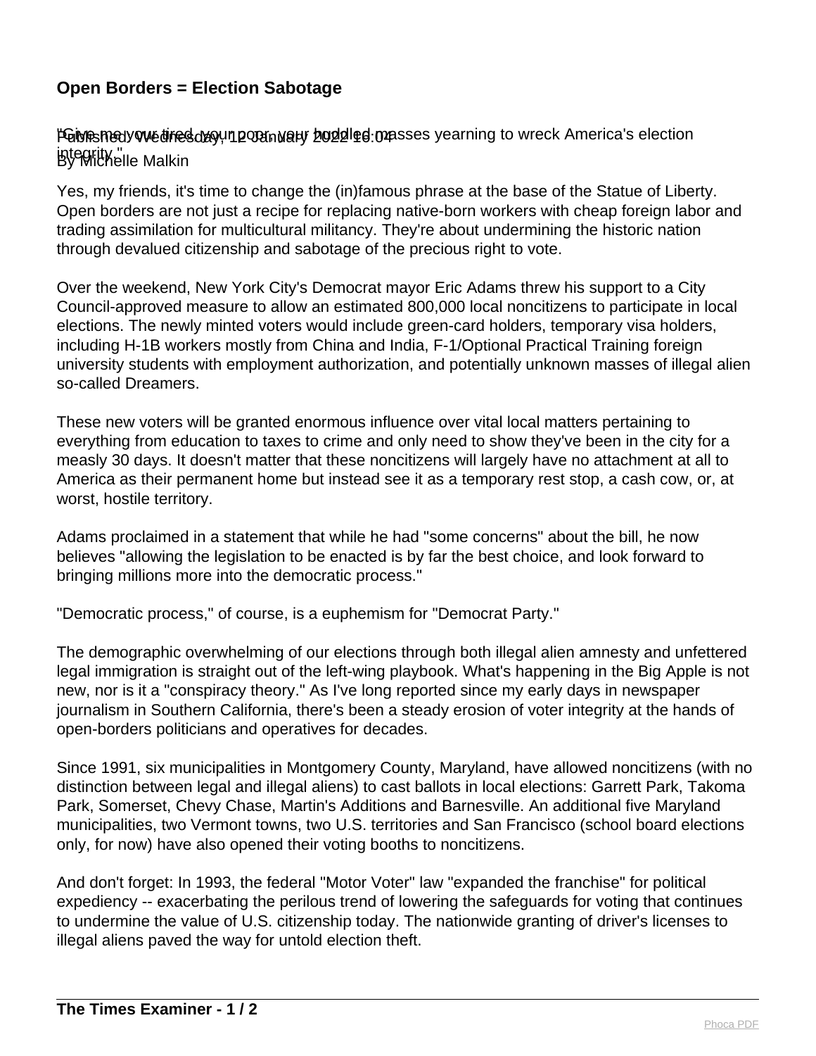# Open Borders = Election Sabotage

Published: Wednesday, 12 January 2022 16:04
By Michelle Malkin

"Give me your tired, your poor, your huddled masses yearning to wreck America's election integrity."

Yes, my friends, it's time to change the (in)famous phrase at the base of the Statue of Liberty. Open borders are not just a recipe for replacing native-born workers with cheap foreign labor and trading assimilation for multicultural militancy. They're about undermining the historic nation through devalued citizenship and sabotage of the precious right to vote.

Over the weekend, New York City's Democrat mayor Eric Adams threw his support to a City Council-approved measure to allow an estimated 800,000 local noncitizens to participate in local elections. The newly minted voters would include green-card holders, temporary visa holders, including H-1B workers mostly from China and India, F-1/Optional Practical Training foreign university students with employment authorization, and potentially unknown masses of illegal alien so-called Dreamers.

These new voters will be granted enormous influence over vital local matters pertaining to everything from education to taxes to crime and only need to show they've been in the city for a measly 30 days. It doesn't matter that these noncitizens will largely have no attachment at all to America as their permanent home but instead see it as a temporary rest stop, a cash cow, or, at worst, hostile territory.

Adams proclaimed in a statement that while he had "some concerns" about the bill, he now believes "allowing the legislation to be enacted is by far the best choice, and look forward to bringing millions more into the democratic process."

"Democratic process," of course, is a euphemism for "Democrat Party."

The demographic overwhelming of our elections through both illegal alien amnesty and unfettered legal immigration is straight out of the left-wing playbook. What's happening in the Big Apple is not new, nor is it a "conspiracy theory." As I've long reported since my early days in newspaper journalism in Southern California, there's been a steady erosion of voter integrity at the hands of open-borders politicians and operatives for decades.

Since 1991, six municipalities in Montgomery County, Maryland, have allowed noncitizens (with no distinction between legal and illegal aliens) to cast ballots in local elections: Garrett Park, Takoma Park, Somerset, Chevy Chase, Martin's Additions and Barnesville. An additional five Maryland municipalities, two Vermont towns, two U.S. territories and San Francisco (school board elections only, for now) have also opened their voting booths to noncitizens.

And don't forget: In 1993, the federal "Motor Voter" law "expanded the franchise" for political expediency -- exacerbating the perilous trend of lowering the safeguards for voting that continues to undermine the value of U.S. citizenship today. The nationwide granting of driver's licenses to illegal aliens paved the way for untold election theft.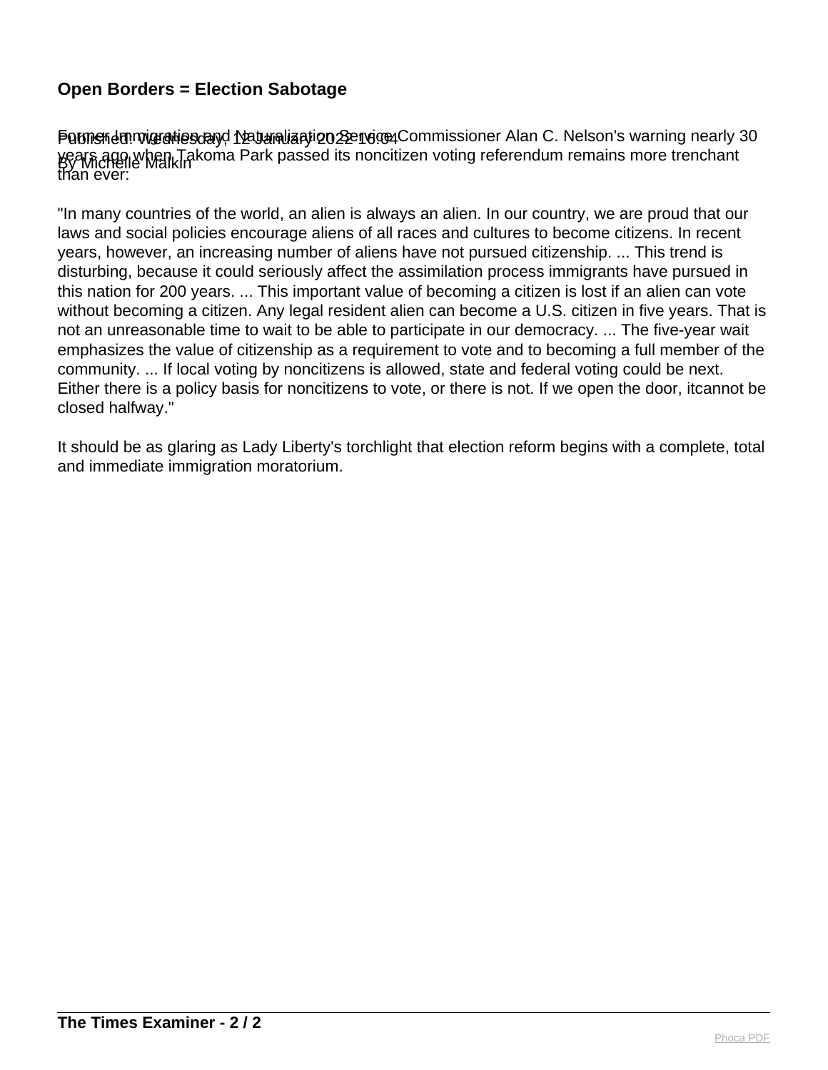Former Immigration and Naturalization Service Commissioner Alan C. Nelson's warning nearly 30 years ago when Takoma Park passed its noncitizen voting referendum remains more trenchant than ever:

"In many countries of the world, an alien is always an alien. In our country, we are proud that our laws and social policies encourage aliens of all races and cultures to become citizens. In recent years, however, an increasing number of aliens have not pursued citizenship. ... This trend is disturbing, because it could seriously affect the assimilation process immigrants have pursued in this nation for 200 years. ... This important value of becoming a citizen is lost if an alien can vote without becoming a citizen. Any legal resident alien can become a U.S. citizen in five years. That is not an unreasonable time to wait to be able to participate in our democracy. ... The five-year wait emphasizes the value of citizenship as a requirement to vote and to becoming a full member of the community. ... If local voting by noncitizens is allowed, state and federal voting could be next. Either there is a policy basis for noncitizens to vote, or there is not. If we open the door, itcannot be closed halfway."

It should be as glaring as Lady Liberty's torchlight that election reform begins with a complete, total and immediate immigration moratorium.